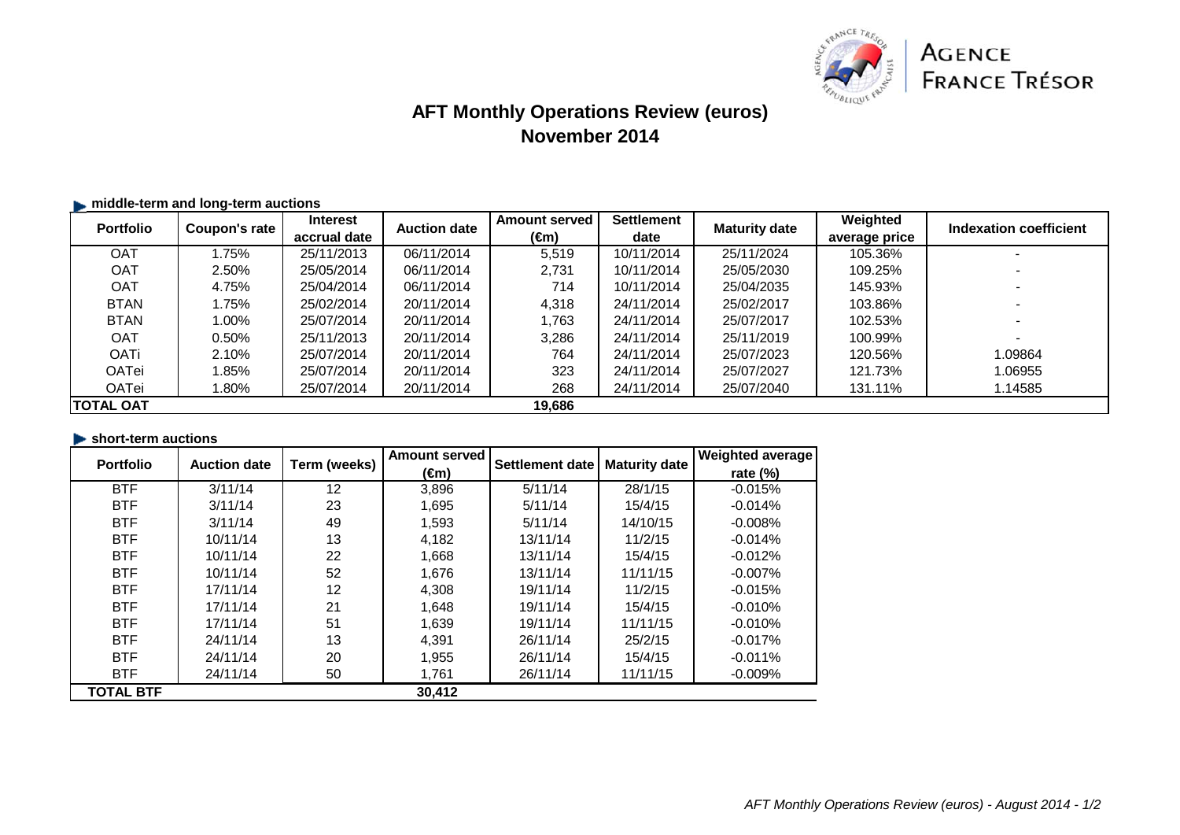# AFT Monthly Operations Review (euros)
## November 2014

### middle-term and long-term auctions

| Portfolio | Coupon's rate | Interest accrual date | Auction date | Amount served (€m) | Settlement date | Maturity date | Weighted average price | Indexation coefficient |
|---|---|---|---|---|---|---|---|---|
| OAT | 1.75% | 25/11/2013 | 06/11/2014 | 5,519 | 10/11/2014 | 25/11/2024 | 105.36% | - |
| OAT | 2.50% | 25/05/2014 | 06/11/2014 | 2,731 | 10/11/2014 | 25/05/2030 | 109.25% | - |
| OAT | 4.75% | 25/04/2014 | 06/11/2014 | 714 | 10/11/2014 | 25/04/2035 | 145.93% | - |
| BTAN | 1.75% | 25/02/2014 | 20/11/2014 | 4,318 | 24/11/2014 | 25/02/2017 | 103.86% | - |
| BTAN | 1.00% | 25/07/2014 | 20/11/2014 | 1,763 | 24/11/2014 | 25/07/2017 | 102.53% | - |
| OAT | 0.50% | 25/11/2013 | 20/11/2014 | 3,286 | 24/11/2014 | 25/11/2019 | 100.99% | - |
| OATi | 2.10% | 25/07/2014 | 20/11/2014 | 764 | 24/11/2014 | 25/07/2023 | 120.56% | 1.09864 |
| OATei | 1.85% | 25/07/2014 | 20/11/2014 | 323 | 24/11/2014 | 25/07/2027 | 121.73% | 1.06955 |
| OATei | 1.80% | 25/07/2014 | 20/11/2014 | 268 | 24/11/2014 | 25/07/2040 | 131.11% | 1.14585 |
| **TOTAL OAT** | | | | **19,686** | | | | |

### short-term auctions

| Portfolio | Auction date | Term (weeks) | Amount served (€m) | Settlement date | Maturity date | Weighted average rate (%) |
|---|---|---|---|---|---|---|
| BTF | 3/11/14 | 12 | 3,896 | 5/11/14 | 28/1/15 | -0.015% |
| BTF | 3/11/14 | 23 | 1,695 | 5/11/14 | 15/4/15 | -0.014% |
| BTF | 3/11/14 | 49 | 1,593 | 5/11/14 | 14/10/15 | -0.008% |
| BTF | 10/11/14 | 13 | 4,182 | 13/11/14 | 11/2/15 | -0.014% |
| BTF | 10/11/14 | 22 | 1,668 | 13/11/14 | 15/4/15 | -0.012% |
| BTF | 10/11/14 | 52 | 1,676 | 13/11/14 | 11/11/15 | -0.007% |
| BTF | 17/11/14 | 12 | 4,308 | 19/11/14 | 11/2/15 | -0.015% |
| BTF | 17/11/14 | 21 | 1,648 | 19/11/14 | 15/4/15 | -0.010% |
| BTF | 17/11/14 | 51 | 1,639 | 19/11/14 | 11/11/15 | -0.010% |
| BTF | 24/11/14 | 13 | 4,391 | 26/11/14 | 25/2/15 | -0.017% |
| BTF | 24/11/14 | 20 | 1,955 | 26/11/14 | 15/4/15 | -0.011% |
| BTF | 24/11/14 | 50 | 1,761 | 26/11/14 | 11/11/15 | -0.009% |
| **TOTAL BTF** | | | **30,412** | | | |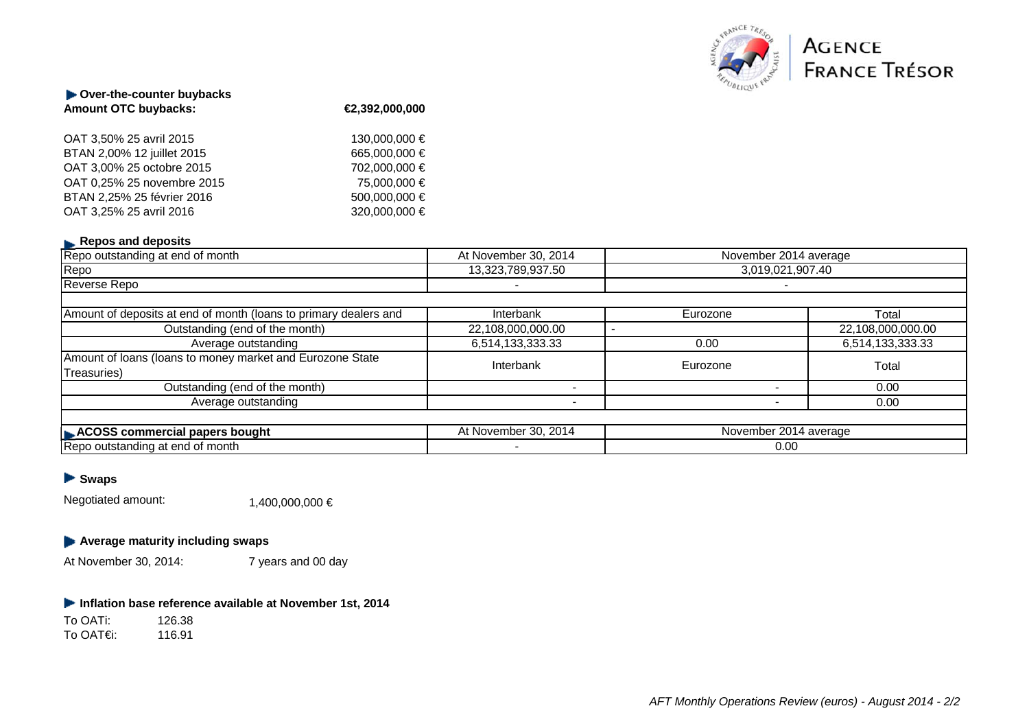### Over-the-counter buybacks

**Amount OTC buybacks:** **€2,392,000,000**

| | |
|---|---|
| OAT 3,50% 25 avril 2015 | 130,000,000 € |
| BTAN 2,00% 12 juillet 2015 | 665,000,000 € |
| OAT 3,00% 25 octobre 2015 | 702,000,000 € |
| OAT 0,25% 25 novembre 2015 | 75,000,000 € |
| BTAN 2,25% 25 février 2016 | 500,000,000 € |
| OAT 3,25% 25 avril 2016 | 320,000,000 € |

### Repos and deposits

| Repo outstanding at end of month | At November 30, 2014 | November 2014 average | |
|---|---|---|---|
| Repo | 13,323,789,937.50 | 3,019,021,907.40 | |
| Reverse Repo | - | - | |
| | | | |
| Amount of deposits at end of month (loans to primary dealers and | Interbank | Eurozone | Total |
| Outstanding (end of the month) | 22,108,000,000.00 | - | 22,108,000,000.00 |
| Average outstanding | 6,514,133,333.33 | 0.00 | 6,514,133,333.33 |
| Amount of loans (loans to money market and Eurozone State Treasuries) | Interbank | Eurozone | Total |
| Outstanding (end of the month) | - | - | 0.00 |
| Average outstanding | - | - | 0.00 |
| | | | |
| **ACOSS commercial papers bought** | At November 30, 2014 | November 2014 average | |
| Repo outstanding at end of month | - | 0.00 | |

### Swaps

Negotiated amount: 1,400,000,000 €

### Average maturity including swaps

At November 30, 2014: 7 years and 00 day

### Inflation base reference available at November 1st, 2014

To OATi: 126.38

To OAT€i: 116.91